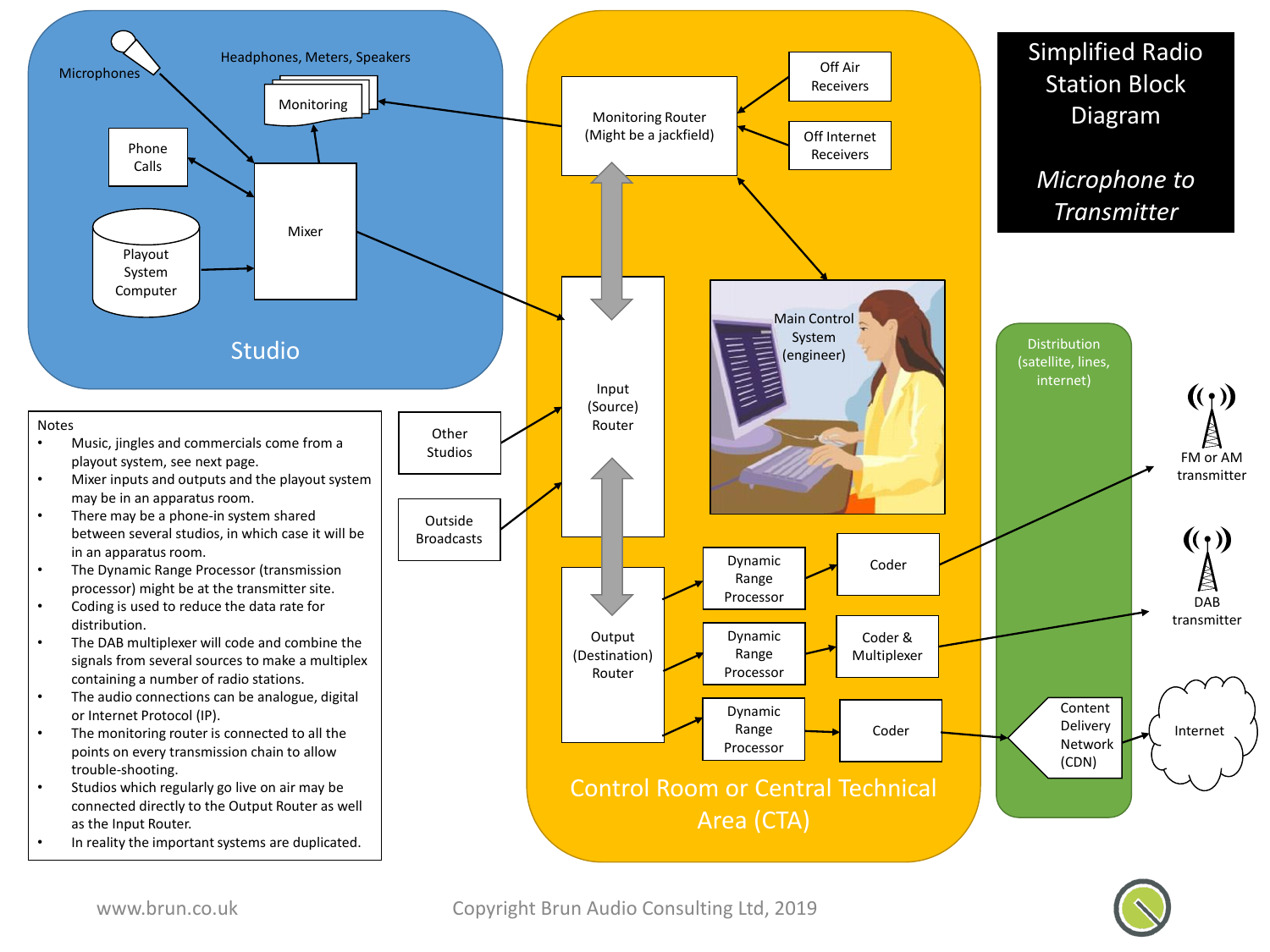# Simplified Radio Station Block Diagram

*Microphone to Transmitter*

## Studio

- Microphones
- Headphones, Meters, Speakers
- Monitoring
- Phone Calls
- Mixer
- Playout System Computer

## Control Room or Central Technical Area (CTA)

- Monitoring Router (Might be a jackfield)
- Off Air Receivers
- Off Internet Receivers
- Input (Source) Router
- Main Control System (engineer)
- Output (Destination) Router
- Dynamic Range Processor
- Coder
- Dynamic Range Processor
- Coder & Multiplexer
- Dynamic Range Processor
- Coder

Other Studios

Outside Broadcasts

## Distribution (satellite, lines, internet)

- Content Delivery Network (CDN)
- FM or AM transmitter
- DAB transmitter
- Internet

## Notes

- Music, jingles and commercials come from a playout system, see next page.
- Mixer inputs and outputs and the playout system may be in an apparatus room.
- There may be a phone-in system shared between several studios, in which case it will be in an apparatus room.
- The Dynamic Range Processor (transmission processor) might be at the transmitter site.
- Coding is used to reduce the data rate for distribution.
- The DAB multiplexer will code and combine the signals from several sources to make a multiplex containing a number of radio stations.
- The audio connections can be analogue, digital or Internet Protocol (IP).
- The monitoring router is connected to all the points on every transmission chain to allow trouble-shooting.
- Studios which regularly go live on air may be connected directly to the Output Router as well as the Input Router.
- In reality the important systems are duplicated.

www.brun.co.uk

Copyright Brun Audio Consulting Ltd, 2019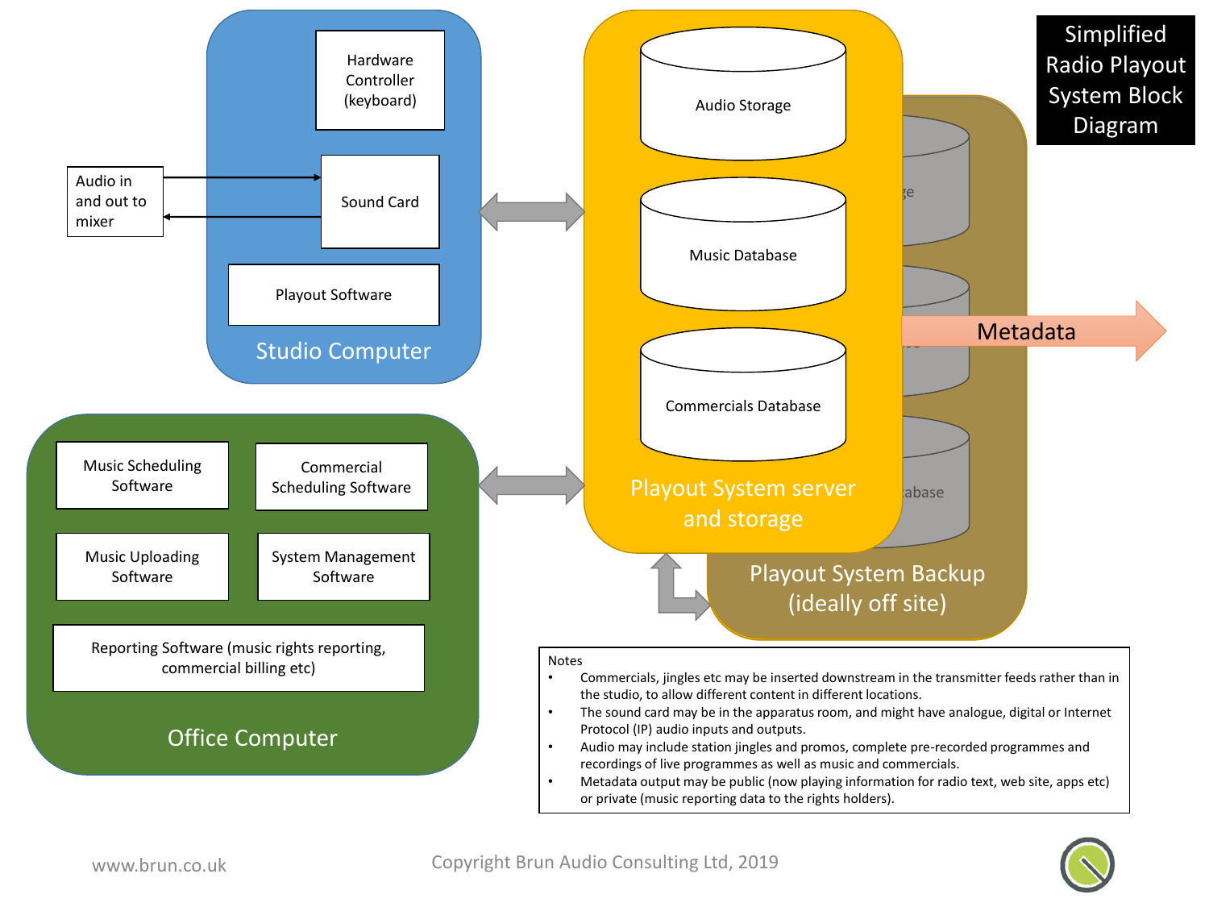# Simplified Radio Playout System Block Diagram

Hardware Controller (keyboard)

Audio in and out to mixer

Sound Card

Playout Software

Studio Computer

Audio Storage

Music Database

Commercials Database

Playout System server and storage

Playout System Backup (ideally off site)

Metadata

Music Scheduling Software

Commercial Scheduling Software

Music Uploading Software

System Management Software

Reporting Software (music rights reporting, commercial billing etc)

Office Computer

Notes

- Commercials, jingles etc may be inserted downstream in the transmitter feeds rather than in the studio, to allow different content in different locations.
- The sound card may be in the apparatus room, and might have analogue, digital or Internet Protocol (IP) audio inputs and outputs.
- Audio may include station jingles and promos, complete pre-recorded programmes and recordings of live programmes as well as music and commercials.
- Metadata output may be public (now playing information for radio text, web site, apps etc) or private (music reporting data to the rights holders).

www.brun.co.uk

Copyright Brun Audio Consulting Ltd, 2019